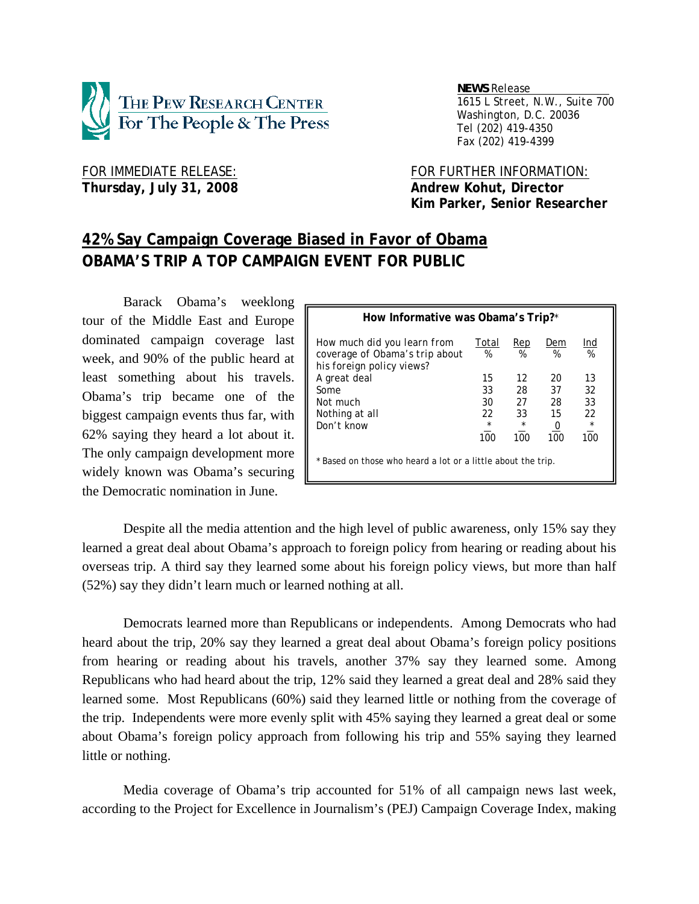**THE PEW RESEARCH CENTER For The People & The Press**

**NEWS** Release
1615 L Street, N.W., Suite 700
Washington, D.C. 20036
Tel (202) 419-4350
Fax (202) 419-4399

FOR IMMEDIATE RELEASE:
**Thursday, July 31, 2008**

FOR FURTHER INFORMATION:
**Andrew Kohut, Director**
**Kim Parker, Senior Researcher**

# 42% Say Campaign Coverage Biased in Favor of Obama

## OBAMA'S TRIP A TOP CAMPAIGN EVENT FOR PUBLIC

Barack Obama's weeklong tour of the Middle East and Europe dominated campaign coverage last week, and 90% of the public heard at least something about his travels. Obama's trip became one of the biggest campaign events thus far, with 62% saying they heard a lot about it. The only campaign development more widely known was Obama's securing the Democratic nomination in June.

**How Informative was Obama's Trip?***

| How much did you learn from coverage of Obama's trip about his foreign policy views? | Total % | Rep % | Dem % | Ind % |
|---|---|---|---|---|
| A great deal | 15 | 12 | 20 | 13 |
| Some | 33 | 28 | 37 | 32 |
| Not much | 30 | 27 | 28 | 33 |
| Nothing at all | 22 | 33 | 15 | 22 |
| Don't know | * | * | 0 | * |
| | 100 | 100 | 100 | 100 |

* Based on those who heard a lot or a little about the trip.

Despite all the media attention and the high level of public awareness, only 15% say they learned a great deal about Obama's approach to foreign policy from hearing or reading about his overseas trip. A third say they learned some about his foreign policy views, but more than half (52%) say they didn't learn much or learned nothing at all.

Democrats learned more than Republicans or independents. Among Democrats who had heard about the trip, 20% say they learned a great deal about Obama's foreign policy positions from hearing or reading about his travels, another 37% say they learned some. Among Republicans who had heard about the trip, 12% said they learned a great deal and 28% said they learned some. Most Republicans (60%) said they learned little or nothing from the coverage of the trip. Independents were more evenly split with 45% saying they learned a great deal or some about Obama's foreign policy approach from following his trip and 55% saying they learned little or nothing.

Media coverage of Obama's trip accounted for 51% of all campaign news last week, according to the Project for Excellence in Journalism's (PEJ) Campaign Coverage Index, making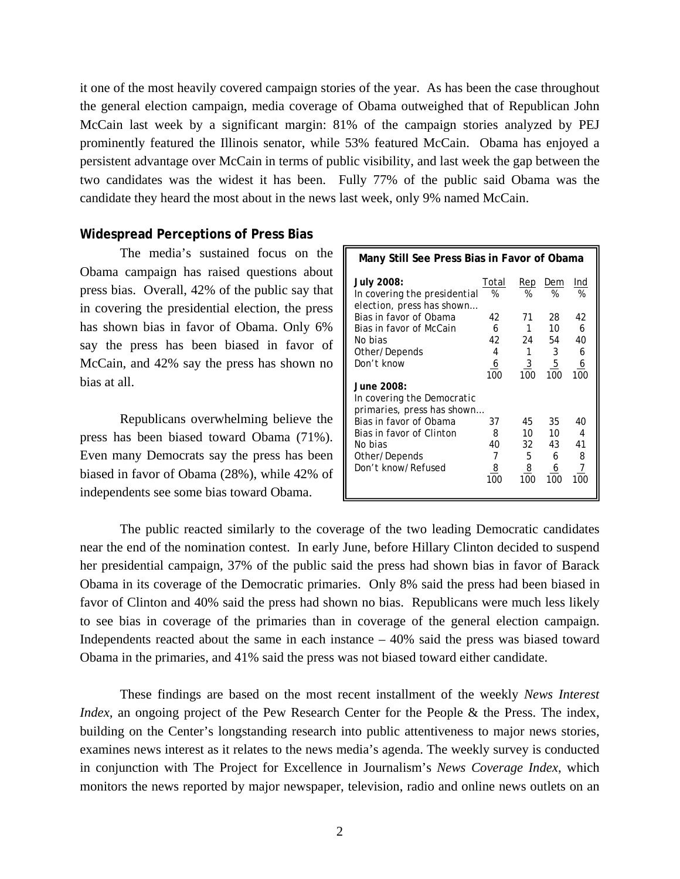it one of the most heavily covered campaign stories of the year. As has been the case throughout the general election campaign, media coverage of Obama outweighed that of Republican John McCain last week by a significant margin: 81% of the campaign stories analyzed by PEJ prominently featured the Illinois senator, while 53% featured McCain. Obama has enjoyed a persistent advantage over McCain in terms of public visibility, and last week the gap between the two candidates was the widest it has been. Fully 77% of the public said Obama was the candidate they heard the most about in the news last week, only 9% named McCain.

## Widespread Perceptions of Press Bias

The media's sustained focus on the Obama campaign has raised questions about press bias. Overall, 42% of the public say that in covering the presidential election, the press has shown bias in favor of Obama. Only 6% say the press has been biased in favor of McCain, and 42% say the press has shown no bias at all.

Republicans overwhelming believe the press has been biased toward Obama (71%). Even many Democrats say the press has been biased in favor of Obama (28%), while 42% of independents see some bias toward Obama.

**Many Still See Press Bias in Favor of Obama**

| | Total | Rep | Dem | Ind |
|---|---|---|---|---|
| **July 2008:** In covering the presidential election, press has shown… | % | % | % | % |
| Bias in favor of Obama | 42 | 71 | 28 | 42 |
| Bias in favor of McCain | 6 | 1 | 10 | 6 |
| No bias | 42 | 24 | 54 | 40 |
| Other/Depends | 4 | 1 | 3 | 6 |
| Don't know | 6 | 3 | 5 | 6 |
| | 100 | 100 | 100 | 100 |
| **June 2008:** In covering the Democratic primaries, press has shown… | | | | |
| Bias in favor of Obama | 37 | 45 | 35 | 40 |
| Bias in favor of Clinton | 8 | 10 | 10 | 4 |
| No bias | 40 | 32 | 43 | 41 |
| Other/Depends | 7 | 5 | 6 | 8 |
| Don't know/Refused | 8 | 8 | 6 | 7 |
| | 100 | 100 | 100 | 100 |

The public reacted similarly to the coverage of the two leading Democratic candidates near the end of the nomination contest. In early June, before Hillary Clinton decided to suspend her presidential campaign, 37% of the public said the press had shown bias in favor of Barack Obama in its coverage of the Democratic primaries. Only 8% said the press had been biased in favor of Clinton and 40% said the press had shown no bias. Republicans were much less likely to see bias in coverage of the primaries than in coverage of the general election campaign. Independents reacted about the same in each instance – 40% said the press was biased toward Obama in the primaries, and 41% said the press was not biased toward either candidate.

These findings are based on the most recent installment of the weekly *News Interest Index*, an ongoing project of the Pew Research Center for the People & the Press. The index, building on the Center's longstanding research into public attentiveness to major news stories, examines news interest as it relates to the news media's agenda. The weekly survey is conducted in conjunction with The Project for Excellence in Journalism's *News Coverage Index*, which monitors the news reported by major newspaper, television, radio and online news outlets on an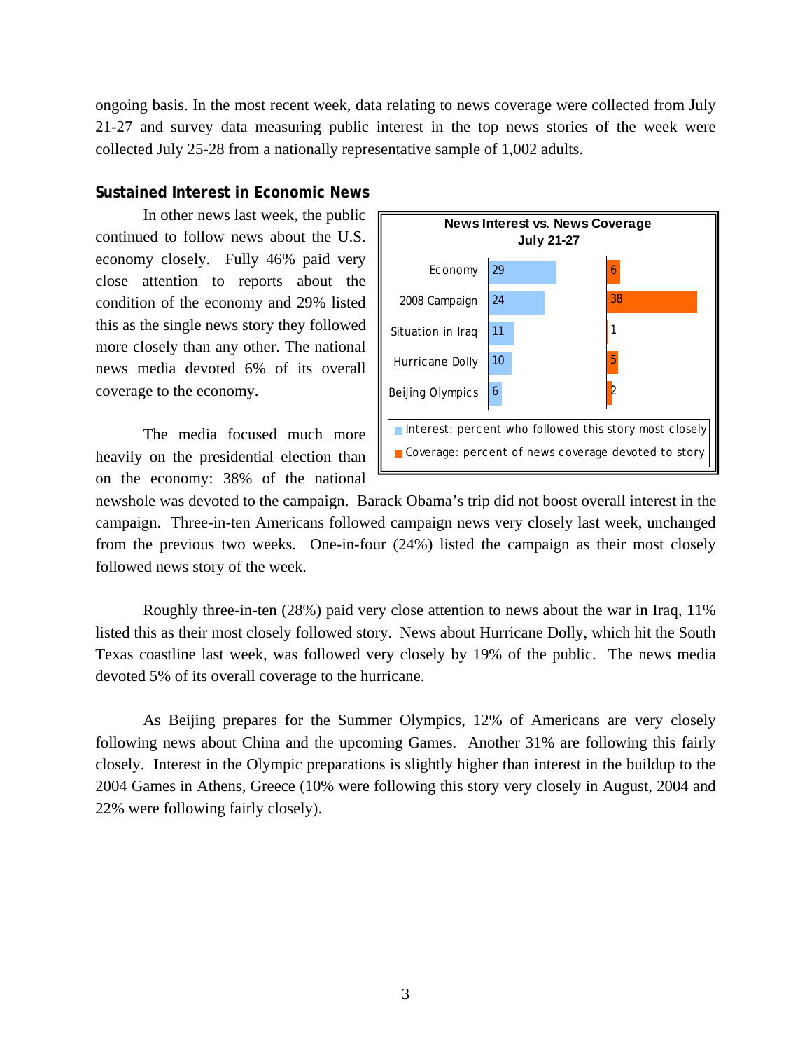ongoing basis. In the most recent week, data relating to news coverage were collected from July 21-27 and survey data measuring public interest in the top news stories of the week were collected July 25-28 from a nationally representative sample of 1,002 adults.

## Sustained Interest in Economic News

In other news last week, the public continued to follow news about the U.S. economy closely. Fully 46% paid very close attention to reports about the condition of the economy and 29% listed this as the single news story they followed more closely than any other. The national news media devoted 6% of its overall coverage to the economy.

**News Interest vs. News Coverage**
**July 21-27**

| | Interest | Coverage |
|---|---|---|
| Economy | 29 | 6 |
| 2008 Campaign | 24 | 38 |
| Situation in Iraq | 11 | 1 |
| Hurricane Dolly | 10 | 5 |
| Beijing Olympics | 6 | 2 |

Interest: percent who followed this story most closely
Coverage: percent of news coverage devoted to story

The media focused much more heavily on the presidential election than on the economy: 38% of the national newshole was devoted to the campaign. Barack Obama's trip did not boost overall interest in the campaign. Three-in-ten Americans followed campaign news very closely last week, unchanged from the previous two weeks. One-in-four (24%) listed the campaign as their most closely followed news story of the week.

Roughly three-in-ten (28%) paid very close attention to news about the war in Iraq, 11% listed this as their most closely followed story. News about Hurricane Dolly, which hit the South Texas coastline last week, was followed very closely by 19% of the public. The news media devoted 5% of its overall coverage to the hurricane.

As Beijing prepares for the Summer Olympics, 12% of Americans are very closely following news about China and the upcoming Games. Another 31% are following this fairly closely. Interest in the Olympic preparations is slightly higher than interest in the buildup to the 2004 Games in Athens, Greece (10% were following this story very closely in August, 2004 and 22% were following fairly closely).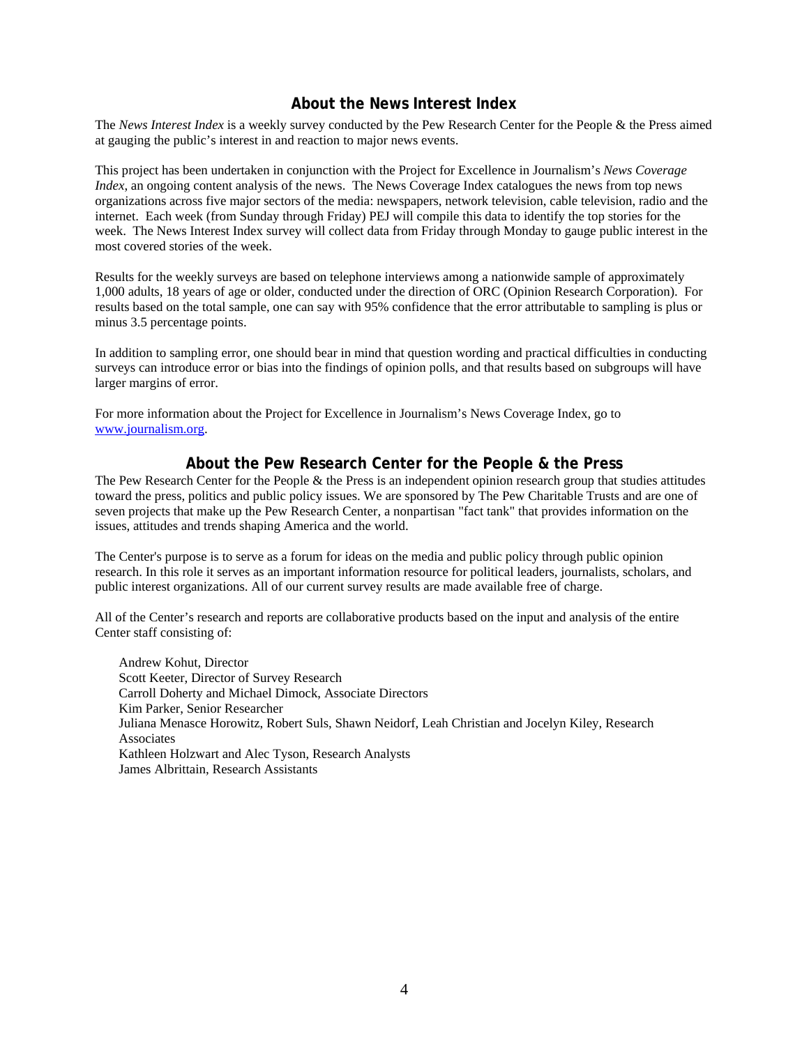## About the News Interest Index

The *News Interest Index* is a weekly survey conducted by the Pew Research Center for the People & the Press aimed at gauging the public's interest in and reaction to major news events.

This project has been undertaken in conjunction with the Project for Excellence in Journalism's *News Coverage Index*, an ongoing content analysis of the news. The News Coverage Index catalogues the news from top news organizations across five major sectors of the media: newspapers, network television, cable television, radio and the internet. Each week (from Sunday through Friday) PEJ will compile this data to identify the top stories for the week. The News Interest Index survey will collect data from Friday through Monday to gauge public interest in the most covered stories of the week.

Results for the weekly surveys are based on telephone interviews among a nationwide sample of approximately 1,000 adults, 18 years of age or older, conducted under the direction of ORC (Opinion Research Corporation). For results based on the total sample, one can say with 95% confidence that the error attributable to sampling is plus or minus 3.5 percentage points.

In addition to sampling error, one should bear in mind that question wording and practical difficulties in conducting surveys can introduce error or bias into the findings of opinion polls, and that results based on subgroups will have larger margins of error.

For more information about the Project for Excellence in Journalism's News Coverage Index, go to [www.journalism.org](http://www.journalism.org).

## About the Pew Research Center for the People & the Press

The Pew Research Center for the People & the Press is an independent opinion research group that studies attitudes toward the press, politics and public policy issues. We are sponsored by The Pew Charitable Trusts and are one of seven projects that make up the Pew Research Center, a nonpartisan "fact tank" that provides information on the issues, attitudes and trends shaping America and the world.

The Center's purpose is to serve as a forum for ideas on the media and public policy through public opinion research. In this role it serves as an important information resource for political leaders, journalists, scholars, and public interest organizations. All of our current survey results are made available free of charge.

All of the Center's research and reports are collaborative products based on the input and analysis of the entire Center staff consisting of:

Andrew Kohut, Director
Scott Keeter, Director of Survey Research
Carroll Doherty and Michael Dimock, Associate Directors
Kim Parker, Senior Researcher
Juliana Menasce Horowitz, Robert Suls, Shawn Neidorf, Leah Christian and Jocelyn Kiley, Research Associates
Kathleen Holzwart and Alec Tyson, Research Analysts
James Albrittain, Research Assistants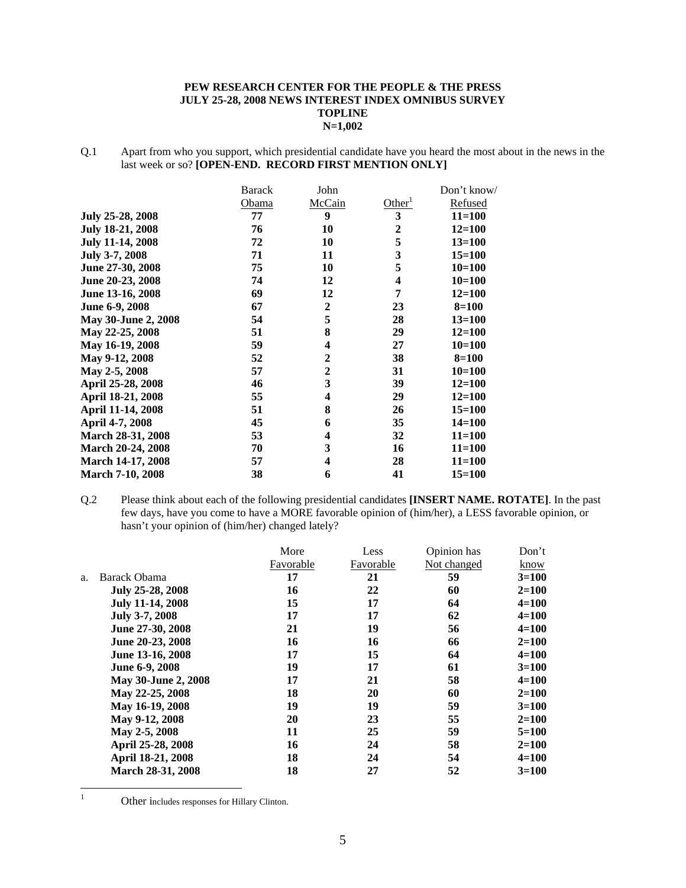**PEW RESEARCH CENTER FOR THE PEOPLE & THE PRESS**
**JULY 25-28, 2008 NEWS INTEREST INDEX OMNIBUS SURVEY**
**TOPLINE**
**N=1,002**

Q.1 Apart from who you support, which presidential candidate have you heard the most about in the news in the last week or so? **[OPEN-END. RECORD FIRST MENTION ONLY]**

| | Barack Obama | John McCain | Other[1] | Don't know/ Refused |
|---|---|---|---|---|
| **July 25-28, 2008** | **77** | **9** | **3** | **11=100** |
| **July 18-21, 2008** | **76** | **10** | **2** | **12=100** |
| **July 11-14, 2008** | **72** | **10** | **5** | **13=100** |
| **July 3-7, 2008** | **71** | **11** | **3** | **15=100** |
| **June 27-30, 2008** | **75** | **10** | **5** | **10=100** |
| **June 20-23, 2008** | **74** | **12** | **4** | **10=100** |
| **June 13-16, 2008** | **69** | **12** | **7** | **12=100** |
| **June 6-9, 2008** | **67** | **2** | **23** | **8=100** |
| **May 30-June 2, 2008** | **54** | **5** | **28** | **13=100** |
| **May 22-25, 2008** | **51** | **8** | **29** | **12=100** |
| **May 16-19, 2008** | **59** | **4** | **27** | **10=100** |
| **May 9-12, 2008** | **52** | **2** | **38** | **8=100** |
| **May 2-5, 2008** | **57** | **2** | **31** | **10=100** |
| **April 25-28, 2008** | **46** | **3** | **39** | **12=100** |
| **April 18-21, 2008** | **55** | **4** | **29** | **12=100** |
| **April 11-14, 2008** | **51** | **8** | **26** | **15=100** |
| **April 4-7, 2008** | **45** | **6** | **35** | **14=100** |
| **March 28-31, 2008** | **53** | **4** | **32** | **11=100** |
| **March 20-24, 2008** | **70** | **3** | **16** | **11=100** |
| **March 14-17, 2008** | **57** | **4** | **28** | **11=100** |
| **March 7-10, 2008** | **38** | **6** | **41** | **15=100** |

Q.2 Please think about each of the following presidential candidates **[INSERT NAME. ROTATE]**. In the past few days, have you come to have a MORE favorable opinion of (him/her), a LESS favorable opinion, or hasn't your opinion of (him/her) changed lately?

| | More Favorable | Less Favorable | Opinion has Not changed | Don't know |
|---|---|---|---|---|
| a. Barack Obama | **17** | **21** | **59** | **3=100** |
| **July 25-28, 2008** | **16** | **22** | **60** | **2=100** |
| **July 11-14, 2008** | **15** | **17** | **64** | **4=100** |
| **July 3-7, 2008** | **17** | **17** | **62** | **4=100** |
| **June 27-30, 2008** | **21** | **19** | **56** | **4=100** |
| **June 20-23, 2008** | **16** | **16** | **66** | **2=100** |
| **June 13-16, 2008** | **17** | **15** | **64** | **4=100** |
| **June 6-9, 2008** | **19** | **17** | **61** | **3=100** |
| **May 30-June 2, 2008** | **17** | **21** | **58** | **4=100** |
| **May 22-25, 2008** | **18** | **20** | **60** | **2=100** |
| **May 16-19, 2008** | **19** | **19** | **59** | **3=100** |
| **May 9-12, 2008** | **20** | **23** | **55** | **2=100** |
| **May 2-5, 2008** | **11** | **25** | **59** | **5=100** |
| **April 25-28, 2008** | **16** | **24** | **58** | **2=100** |
| **April 18-21, 2008** | **18** | **24** | **54** | **4=100** |
| **March 28-31, 2008** | **18** | **27** | **52** | **3=100** |

[1] Other includes responses for Hillary Clinton.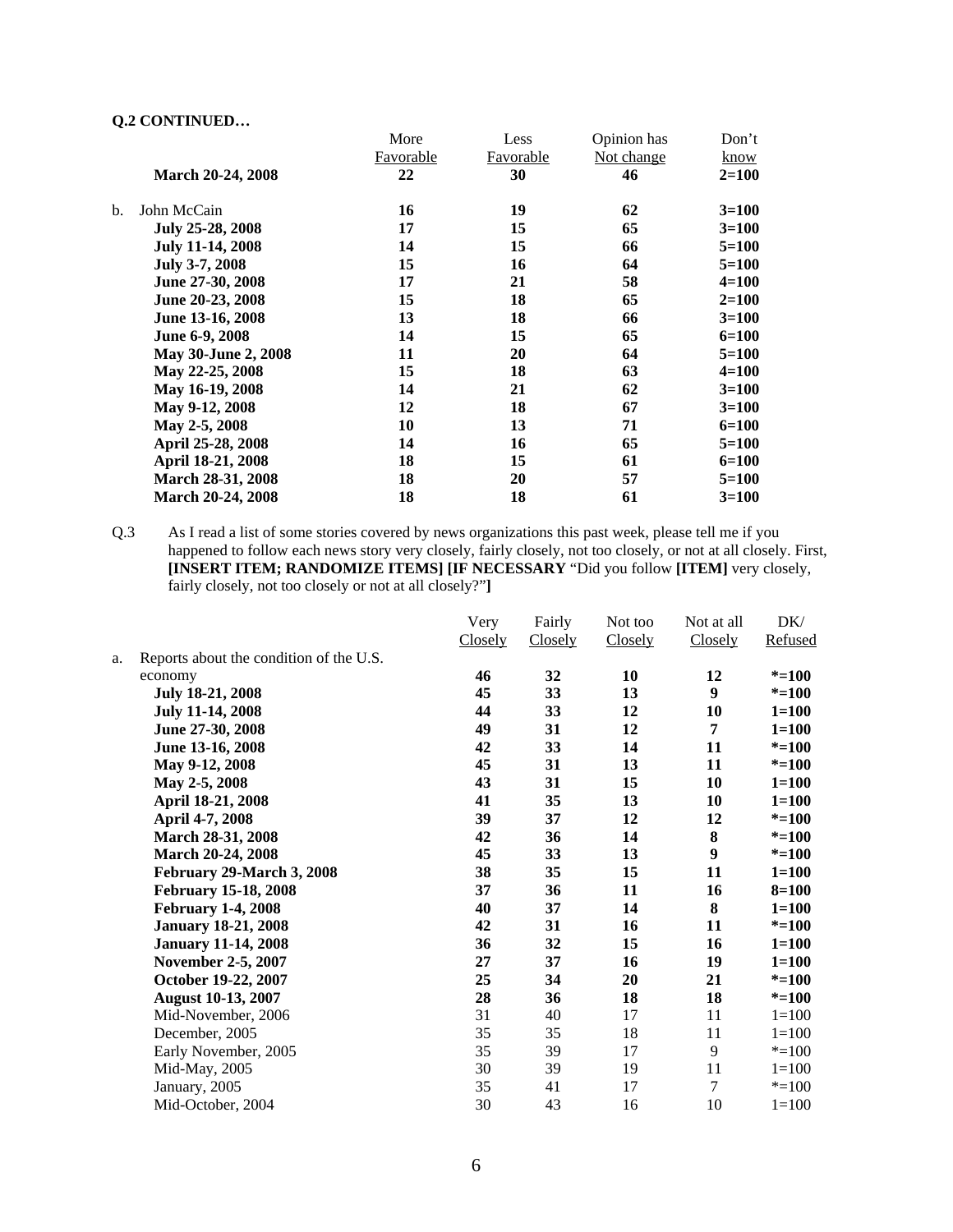**Q.2 CONTINUED…**

| | More Favorable | Less Favorable | Opinion has Not change | Don't know |
|---|---|---|---|---|
| **March 20-24, 2008** | **22** | **30** | **46** | **2=100** |
| b. John McCain | **16** | **19** | **62** | **3=100** |
| **July 25-28, 2008** | **17** | **15** | **65** | **3=100** |
| **July 11-14, 2008** | **14** | **15** | **66** | **5=100** |
| **July 3-7, 2008** | **15** | **16** | **64** | **5=100** |
| **June 27-30, 2008** | **17** | **21** | **58** | **4=100** |
| **June 20-23, 2008** | **15** | **18** | **65** | **2=100** |
| **June 13-16, 2008** | **13** | **18** | **66** | **3=100** |
| **June 6-9, 2008** | **14** | **15** | **65** | **6=100** |
| **May 30-June 2, 2008** | **11** | **20** | **64** | **5=100** |
| **May 22-25, 2008** | **15** | **18** | **63** | **4=100** |
| **May 16-19, 2008** | **14** | **21** | **62** | **3=100** |
| **May 9-12, 2008** | **12** | **18** | **67** | **3=100** |
| **May 2-5, 2008** | **10** | **13** | **71** | **6=100** |
| **April 25-28, 2008** | **14** | **16** | **65** | **5=100** |
| **April 18-21, 2008** | **18** | **15** | **61** | **6=100** |
| **March 28-31, 2008** | **18** | **20** | **57** | **5=100** |
| **March 20-24, 2008** | **18** | **18** | **61** | **3=100** |

Q.3 As I read a list of some stories covered by news organizations this past week, please tell me if you happened to follow each news story very closely, fairly closely, not too closely, or not at all closely. First, **[INSERT ITEM; RANDOMIZE ITEMS] [IF NECESSARY** "Did you follow **[ITEM]** very closely, fairly closely, not too closely or not at all closely?"**]**

| | Very Closely | Fairly Closely | Not too Closely | Not at all Closely | DK/ Refused |
|---|---|---|---|---|---|
| a. Reports about the condition of the U.S. economy | **46** | **32** | **10** | **12** | ***=100** |
| **July 18-21, 2008** | **45** | **33** | **13** | **9** | ***=100** |
| **July 11-14, 2008** | **44** | **33** | **12** | **10** | **1=100** |
| **June 27-30, 2008** | **49** | **31** | **12** | **7** | **1=100** |
| **June 13-16, 2008** | **42** | **33** | **14** | **11** | ***=100** |
| **May 9-12, 2008** | **45** | **31** | **13** | **11** | ***=100** |
| **May 2-5, 2008** | **43** | **31** | **15** | **10** | **1=100** |
| **April 18-21, 2008** | **41** | **35** | **13** | **10** | **1=100** |
| **April 4-7, 2008** | **39** | **37** | **12** | **12** | ***=100** |
| **March 28-31, 2008** | **42** | **36** | **14** | **8** | ***=100** |
| **March 20-24, 2008** | **45** | **33** | **13** | **9** | ***=100** |
| **February 29-March 3, 2008** | **38** | **35** | **15** | **11** | **1=100** |
| **February 15-18, 2008** | **37** | **36** | **11** | **16** | **8=100** |
| **February 1-4, 2008** | **40** | **37** | **14** | **8** | **1=100** |
| **January 18-21, 2008** | **42** | **31** | **16** | **11** | ***=100** |
| **January 11-14, 2008** | **36** | **32** | **15** | **16** | **1=100** |
| **November 2-5, 2007** | **27** | **37** | **16** | **19** | **1=100** |
| **October 19-22, 2007** | **25** | **34** | **20** | **21** | ***=100** |
| **August 10-13, 2007** | **28** | **36** | **18** | **18** | ***=100** |
| Mid-November, 2006 | 31 | 40 | 17 | 11 | 1=100 |
| December, 2005 | 35 | 35 | 18 | 11 | 1=100 |
| Early November, 2005 | 35 | 39 | 17 | 9 | *=100 |
| Mid-May, 2005 | 30 | 39 | 19 | 11 | 1=100 |
| January, 2005 | 35 | 41 | 17 | 7 | *=100 |
| Mid-October, 2004 | 30 | 43 | 16 | 10 | 1=100 |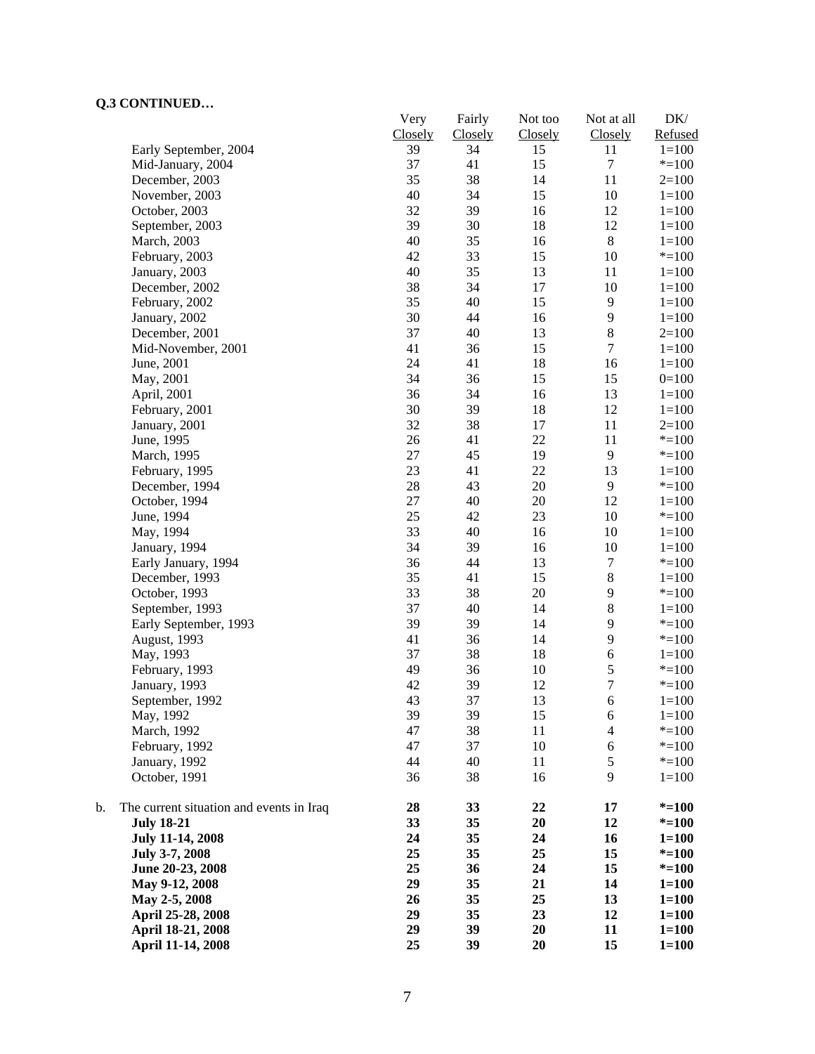**Q.3 CONTINUED…**

| | Very Closely | Fairly Closely | Not too Closely | Not at all Closely | DK/ Refused |
|---|---|---|---|---|---|
| Early September, 2004 | 39 | 34 | 15 | 11 | 1=100 |
| Mid-January, 2004 | 37 | 41 | 15 | 7 | *=100 |
| December, 2003 | 35 | 38 | 14 | 11 | 2=100 |
| November, 2003 | 40 | 34 | 15 | 10 | 1=100 |
| October, 2003 | 32 | 39 | 16 | 12 | 1=100 |
| September, 2003 | 39 | 30 | 18 | 12 | 1=100 |
| March, 2003 | 40 | 35 | 16 | 8 | 1=100 |
| February, 2003 | 42 | 33 | 15 | 10 | *=100 |
| January, 2003 | 40 | 35 | 13 | 11 | 1=100 |
| December, 2002 | 38 | 34 | 17 | 10 | 1=100 |
| February, 2002 | 35 | 40 | 15 | 9 | 1=100 |
| January, 2002 | 30 | 44 | 16 | 9 | 1=100 |
| December, 2001 | 37 | 40 | 13 | 8 | 2=100 |
| Mid-November, 2001 | 41 | 36 | 15 | 7 | 1=100 |
| June, 2001 | 24 | 41 | 18 | 16 | 1=100 |
| May, 2001 | 34 | 36 | 15 | 15 | 0=100 |
| April, 2001 | 36 | 34 | 16 | 13 | 1=100 |
| February, 2001 | 30 | 39 | 18 | 12 | 1=100 |
| January, 2001 | 32 | 38 | 17 | 11 | 2=100 |
| June, 1995 | 26 | 41 | 22 | 11 | *=100 |
| March, 1995 | 27 | 45 | 19 | 9 | *=100 |
| February, 1995 | 23 | 41 | 22 | 13 | 1=100 |
| December, 1994 | 28 | 43 | 20 | 9 | *=100 |
| October, 1994 | 27 | 40 | 20 | 12 | 1=100 |
| June, 1994 | 25 | 42 | 23 | 10 | *=100 |
| May, 1994 | 33 | 40 | 16 | 10 | 1=100 |
| January, 1994 | 34 | 39 | 16 | 10 | 1=100 |
| Early January, 1994 | 36 | 44 | 13 | 7 | *=100 |
| December, 1993 | 35 | 41 | 15 | 8 | 1=100 |
| October, 1993 | 33 | 38 | 20 | 9 | *=100 |
| September, 1993 | 37 | 40 | 14 | 8 | 1=100 |
| Early September, 1993 | 39 | 39 | 14 | 9 | *=100 |
| August, 1993 | 41 | 36 | 14 | 9 | *=100 |
| May, 1993 | 37 | 38 | 18 | 6 | 1=100 |
| February, 1993 | 49 | 36 | 10 | 5 | *=100 |
| January, 1993 | 42 | 39 | 12 | 7 | *=100 |
| September, 1992 | 43 | 37 | 13 | 6 | 1=100 |
| May, 1992 | 39 | 39 | 15 | 6 | 1=100 |
| March, 1992 | 47 | 38 | 11 | 4 | *=100 |
| February, 1992 | 47 | 37 | 10 | 6 | *=100 |
| January, 1992 | 44 | 40 | 11 | 5 | *=100 |
| October, 1991 | 36 | 38 | 16 | 9 | 1=100 |
| | | | | | |
| b. The current situation and events in Iraq | **28** | **33** | **22** | **17** | ***=100** |
| **July 18-21** | **33** | **35** | **20** | **12** | ***=100** |
| **July 11-14, 2008** | **24** | **35** | **24** | **16** | **1=100** |
| **July 3-7, 2008** | **25** | **35** | **25** | **15** | ***=100** |
| **June 20-23, 2008** | **25** | **36** | **24** | **15** | ***=100** |
| **May 9-12, 2008** | **29** | **35** | **21** | **14** | **1=100** |
| **May 2-5, 2008** | **26** | **35** | **25** | **13** | **1=100** |
| **April 25-28, 2008** | **29** | **35** | **23** | **12** | **1=100** |
| **April 18-21, 2008** | **29** | **39** | **20** | **11** | **1=100** |
| **April 11-14, 2008** | **25** | **39** | **20** | **15** | **1=100** |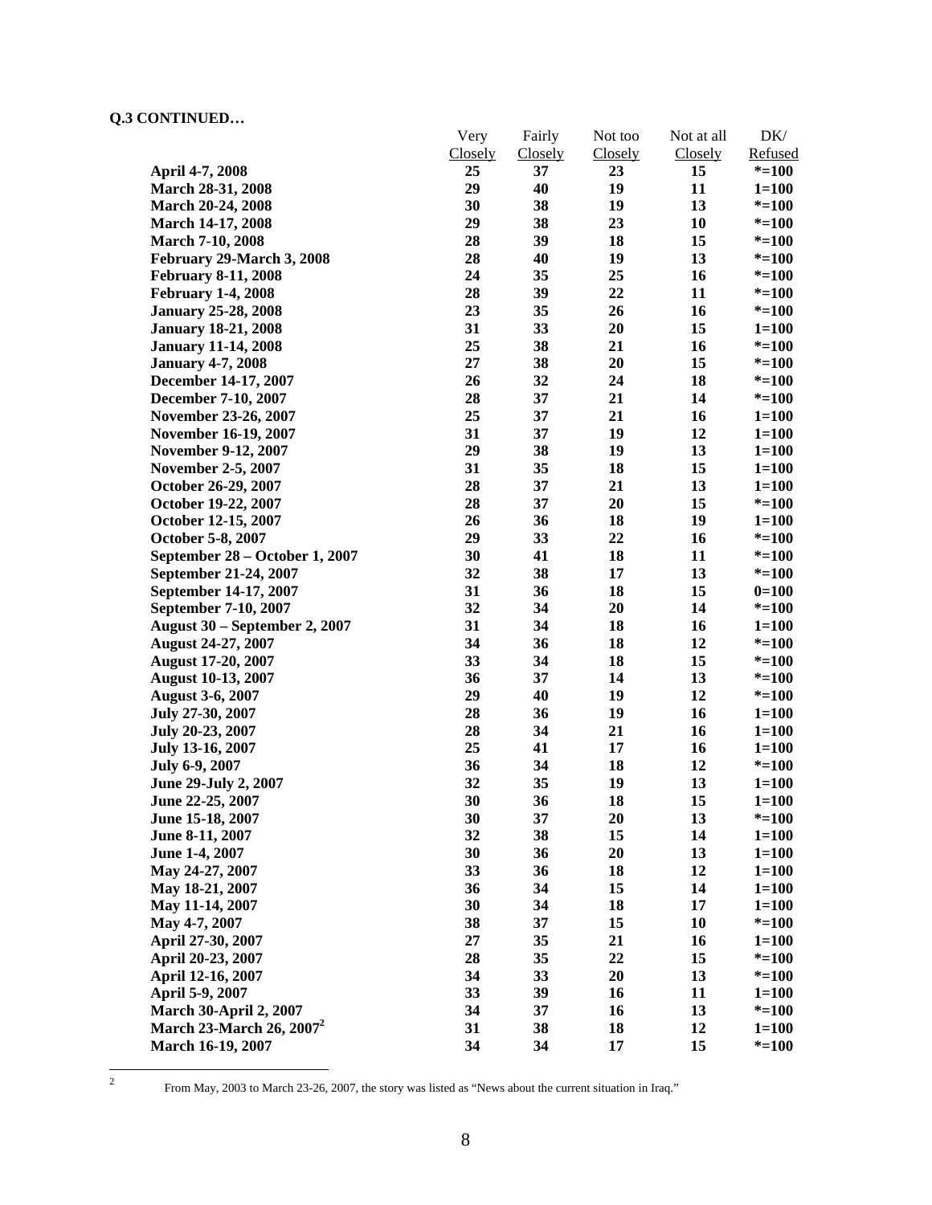**Q.3 CONTINUED…**

| | Very Closely | Fairly Closely | Not too Closely | Not at all Closely | DK/ Refused |
|---|---|---|---|---|---|
| **April 4-7, 2008** | **25** | **37** | **23** | **15** | ***=100** |
| **March 28-31, 2008** | **29** | **40** | **19** | **11** | **1=100** |
| **March 20-24, 2008** | **30** | **38** | **19** | **13** | ***=100** |
| **March 14-17, 2008** | **29** | **38** | **23** | **10** | ***=100** |
| **March 7-10, 2008** | **28** | **39** | **18** | **15** | ***=100** |
| **February 29-March 3, 2008** | **28** | **40** | **19** | **13** | ***=100** |
| **February 8-11, 2008** | **24** | **35** | **25** | **16** | ***=100** |
| **February 1-4, 2008** | **28** | **39** | **22** | **11** | ***=100** |
| **January 25-28, 2008** | **23** | **35** | **26** | **16** | ***=100** |
| **January 18-21, 2008** | **31** | **33** | **20** | **15** | **1=100** |
| **January 11-14, 2008** | **25** | **38** | **21** | **16** | ***=100** |
| **January 4-7, 2008** | **27** | **38** | **20** | **15** | ***=100** |
| **December 14-17, 2007** | **26** | **32** | **24** | **18** | ***=100** |
| **December 7-10, 2007** | **28** | **37** | **21** | **14** | ***=100** |
| **November 23-26, 2007** | **25** | **37** | **21** | **16** | **1=100** |
| **November 16-19, 2007** | **31** | **37** | **19** | **12** | **1=100** |
| **November 9-12, 2007** | **29** | **38** | **19** | **13** | **1=100** |
| **November 2-5, 2007** | **31** | **35** | **18** | **15** | **1=100** |
| **October 26-29, 2007** | **28** | **37** | **21** | **13** | **1=100** |
| **October 19-22, 2007** | **28** | **37** | **20** | **15** | ***=100** |
| **October 12-15, 2007** | **26** | **36** | **18** | **19** | **1=100** |
| **October 5-8, 2007** | **29** | **33** | **22** | **16** | ***=100** |
| **September 28 – October 1, 2007** | **30** | **41** | **18** | **11** | ***=100** |
| **September 21-24, 2007** | **32** | **38** | **17** | **13** | ***=100** |
| **September 14-17, 2007** | **31** | **36** | **18** | **15** | **0=100** |
| **September 7-10, 2007** | **32** | **34** | **20** | **14** | ***=100** |
| **August 30 – September 2, 2007** | **31** | **34** | **18** | **16** | **1=100** |
| **August 24-27, 2007** | **34** | **36** | **18** | **12** | ***=100** |
| **August 17-20, 2007** | **33** | **34** | **18** | **15** | ***=100** |
| **August 10-13, 2007** | **36** | **37** | **14** | **13** | ***=100** |
| **August 3-6, 2007** | **29** | **40** | **19** | **12** | ***=100** |
| **July 27-30, 2007** | **28** | **36** | **19** | **16** | **1=100** |
| **July 20-23, 2007** | **28** | **34** | **21** | **16** | **1=100** |
| **July 13-16, 2007** | **25** | **41** | **17** | **16** | **1=100** |
| **July 6-9, 2007** | **36** | **34** | **18** | **12** | ***=100** |
| **June 29-July 2, 2007** | **32** | **35** | **19** | **13** | **1=100** |
| **June 22-25, 2007** | **30** | **36** | **18** | **15** | **1=100** |
| **June 15-18, 2007** | **30** | **37** | **20** | **13** | ***=100** |
| **June 8-11, 2007** | **32** | **38** | **15** | **14** | **1=100** |
| **June 1-4, 2007** | **30** | **36** | **20** | **13** | **1=100** |
| **May 24-27, 2007** | **33** | **36** | **18** | **12** | **1=100** |
| **May 18-21, 2007** | **36** | **34** | **15** | **14** | **1=100** |
| **May 11-14, 2007** | **30** | **34** | **18** | **17** | **1=100** |
| **May 4-7, 2007** | **38** | **37** | **15** | **10** | ***=100** |
| **April 27-30, 2007** | **27** | **35** | **21** | **16** | **1=100** |
| **April 20-23, 2007** | **28** | **35** | **22** | **15** | ***=100** |
| **April 12-16, 2007** | **34** | **33** | **20** | **13** | ***=100** |
| **April 5-9, 2007** | **33** | **39** | **16** | **11** | **1=100** |
| **March 30-April 2, 2007** | **34** | **37** | **16** | **13** | ***=100** |
| **March 23-March 26, 2007[2]** | **31** | **38** | **18** | **12** | **1=100** |
| **March 16-19, 2007** | **34** | **34** | **17** | **15** | ***=100** |

[2] From May, 2003 to March 23-26, 2007, the story was listed as "News about the current situation in Iraq."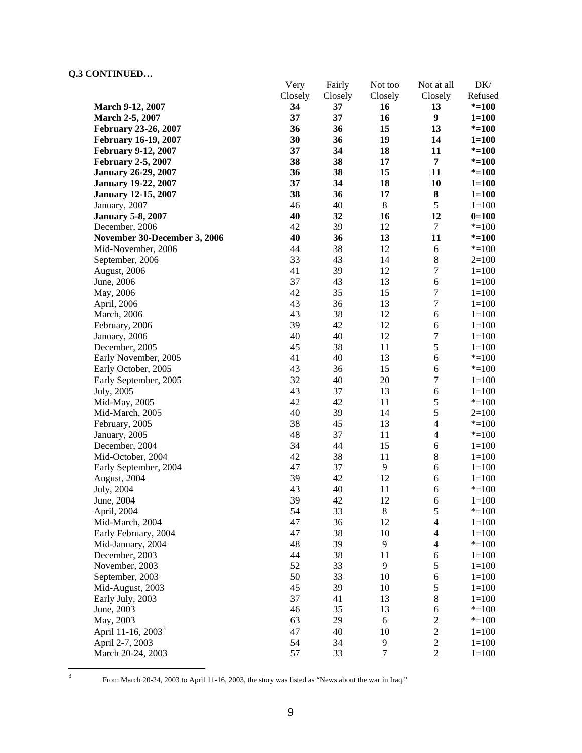**Q.3 CONTINUED…**

| | Very Closely | Fairly Closely | Not too Closely | Not at all Closely | DK/ Refused |
|---|---|---|---|---|---|
| **March 9-12, 2007** | **34** | **37** | **16** | **13** | **\*=100** |
| **March 2-5, 2007** | **37** | **37** | **16** | **9** | **1=100** |
| **February 23-26, 2007** | **36** | **36** | **15** | **13** | **\*=100** |
| **February 16-19, 2007** | **30** | **36** | **19** | **14** | **1=100** |
| **February 9-12, 2007** | **37** | **34** | **18** | **11** | **\*=100** |
| **February 2-5, 2007** | **38** | **38** | **17** | **7** | **\*=100** |
| **January 26-29, 2007** | **36** | **38** | **15** | **11** | **\*=100** |
| **January 19-22, 2007** | **37** | **34** | **18** | **10** | **1=100** |
| **January 12-15, 2007** | **38** | **36** | **17** | **8** | **1=100** |
| January, 2007 | 46 | 40 | 8 | 5 | 1=100 |
| **January 5-8, 2007** | **40** | **32** | **16** | **12** | **0=100** |
| December, 2006 | 42 | 39 | 12 | 7 | *=100 |
| **November 30-December 3, 2006** | **40** | **36** | **13** | **11** | **\*=100** |
| Mid-November, 2006 | 44 | 38 | 12 | 6 | *=100 |
| September, 2006 | 33 | 43 | 14 | 8 | 2=100 |
| August, 2006 | 41 | 39 | 12 | 7 | 1=100 |
| June, 2006 | 37 | 43 | 13 | 6 | 1=100 |
| May, 2006 | 42 | 35 | 15 | 7 | 1=100 |
| April, 2006 | 43 | 36 | 13 | 7 | 1=100 |
| March, 2006 | 43 | 38 | 12 | 6 | 1=100 |
| February, 2006 | 39 | 42 | 12 | 6 | 1=100 |
| January, 2006 | 40 | 40 | 12 | 7 | 1=100 |
| December, 2005 | 45 | 38 | 11 | 5 | 1=100 |
| Early November, 2005 | 41 | 40 | 13 | 6 | *=100 |
| Early October, 2005 | 43 | 36 | 15 | 6 | *=100 |
| Early September, 2005 | 32 | 40 | 20 | 7 | 1=100 |
| July, 2005 | 43 | 37 | 13 | 6 | 1=100 |
| Mid-May, 2005 | 42 | 42 | 11 | 5 | *=100 |
| Mid-March, 2005 | 40 | 39 | 14 | 5 | 2=100 |
| February, 2005 | 38 | 45 | 13 | 4 | *=100 |
| January, 2005 | 48 | 37 | 11 | 4 | *=100 |
| December, 2004 | 34 | 44 | 15 | 6 | 1=100 |
| Mid-October, 2004 | 42 | 38 | 11 | 8 | 1=100 |
| Early September, 2004 | 47 | 37 | 9 | 6 | 1=100 |
| August, 2004 | 39 | 42 | 12 | 6 | 1=100 |
| July, 2004 | 43 | 40 | 11 | 6 | *=100 |
| June, 2004 | 39 | 42 | 12 | 6 | 1=100 |
| April, 2004 | 54 | 33 | 8 | 5 | *=100 |
| Mid-March, 2004 | 47 | 36 | 12 | 4 | 1=100 |
| Early February, 2004 | 47 | 38 | 10 | 4 | 1=100 |
| Mid-January, 2004 | 48 | 39 | 9 | 4 | *=100 |
| December, 2003 | 44 | 38 | 11 | 6 | 1=100 |
| November, 2003 | 52 | 33 | 9 | 5 | 1=100 |
| September, 2003 | 50 | 33 | 10 | 6 | 1=100 |
| Mid-August, 2003 | 45 | 39 | 10 | 5 | 1=100 |
| Early July, 2003 | 37 | 41 | 13 | 8 | 1=100 |
| June, 2003 | 46 | 35 | 13 | 6 | *=100 |
| May, 2003 | 63 | 29 | 6 | 2 | *=100 |
| April 11-16, 2003[3] | 47 | 40 | 10 | 2 | 1=100 |
| April 2-7, 2003 | 54 | 34 | 9 | 2 | 1=100 |
| March 20-24, 2003 | 57 | 33 | 7 | 2 | 1=100 |

[3] From March 20-24, 2003 to April 11-16, 2003, the story was listed as "News about the war in Iraq."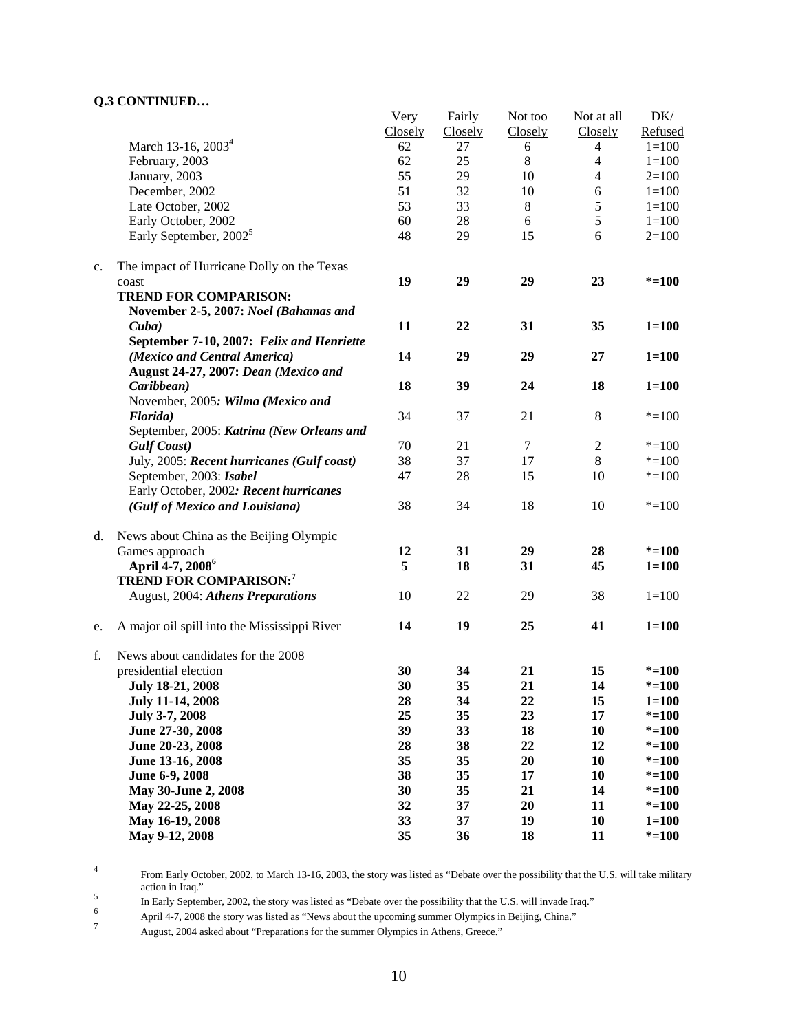**Q.3 CONTINUED…**

| | | Very Closely | Fairly Closely | Not too Closely | Not at all Closely | DK/ Refused |
|---|---|---|---|---|---|---|
| | March 13-16, 2003[4] | 62 | 27 | 6 | 4 | 1=100 |
| | February, 2003 | 62 | 25 | 8 | 4 | 1=100 |
| | January, 2003 | 55 | 29 | 10 | 4 | 2=100 |
| | December, 2002 | 51 | 32 | 10 | 6 | 1=100 |
| | Late October, 2002 | 53 | 33 | 8 | 5 | 1=100 |
| | Early October, 2002 | 60 | 28 | 6 | 5 | 1=100 |
| | Early September, 2002[5] | 48 | 29 | 15 | 6 | 2=100 |
| c. | The impact of Hurricane Dolly on the Texas coast | **19** | **29** | **29** | **23** | **\*=100** |
| | **TREND FOR COMPARISON:** | | | | | |
| | **November 2-5, 2007: *Noel (Bahamas and Cuba)*** | **11** | **22** | **31** | **35** | **1=100** |
| | **September 7-10, 2007: *Felix and Henriette (Mexico and Central America)*** | **14** | **29** | **29** | **27** | **1=100** |
| | **August 24-27, 2007: *Dean (Mexico and Caribbean)*** | **18** | **39** | **24** | **18** | **1=100** |
| | November, 2005***: Wilma (Mexico and Florida)*** | 34 | 37 | 21 | 8 | \*=100 |
| | September, 2005: ***Katrina (New Orleans and Gulf Coast)*** | 70 | 21 | 7 | 2 | \*=100 |
| | July, 2005: ***Recent hurricanes (Gulf coast)*** | 38 | 37 | 17 | 8 | \*=100 |
| | September, 2003: ***Isabel*** | 47 | 28 | 15 | 10 | \*=100 |
| | Early October, 2002***: Recent hurricanes (Gulf of Mexico and Louisiana)*** | 38 | 34 | 18 | 10 | \*=100 |
| d. | News about China as the Beijing Olympic Games approach | **12** | **31** | **29** | **28** | **\*=100** |
| | **April 4-7, 2008[6]** | **5** | **18** | **31** | **45** | **1=100** |
| | **TREND FOR COMPARISON:[7]** | | | | | |
| | August, 2004: ***Athens Preparations*** | 10 | 22 | 29 | 38 | 1=100 |
| e. | A major oil spill into the Mississippi River | **14** | **19** | **25** | **41** | **1=100** |
| f. | News about candidates for the 2008 presidential election | **30** | **34** | **21** | **15** | **\*=100** |
| | **July 18-21, 2008** | **30** | **35** | **21** | **14** | **\*=100** |
| | **July 11-14, 2008** | **28** | **34** | **22** | **15** | **1=100** |
| | **July 3-7, 2008** | **25** | **35** | **23** | **17** | **\*=100** |
| | **June 27-30, 2008** | **39** | **33** | **18** | **10** | **\*=100** |
| | **June 20-23, 2008** | **28** | **38** | **22** | **12** | **\*=100** |
| | **June 13-16, 2008** | **35** | **35** | **20** | **10** | **\*=100** |
| | **June 6-9, 2008** | **38** | **35** | **17** | **10** | **\*=100** |
| | **May 30-June 2, 2008** | **30** | **35** | **21** | **14** | **\*=100** |
| | **May 22-25, 2008** | **32** | **37** | **20** | **11** | **\*=100** |
| | **May 16-19, 2008** | **33** | **37** | **19** | **10** | **1=100** |
| | **May 9-12, 2008** | **35** | **36** | **18** | **11** | **\*=100** |

---

[4] From Early October, 2002, to March 13-16, 2003, the story was listed as "Debate over the possibility that the U.S. will take military action in Iraq."

[5] In Early September, 2002, the story was listed as "Debate over the possibility that the U.S. will invade Iraq."

[6] April 4-7, 2008 the story was listed as "News about the upcoming summer Olympics in Beijing, China."

[7] August, 2004 asked about "Preparations for the summer Olympics in Athens, Greece."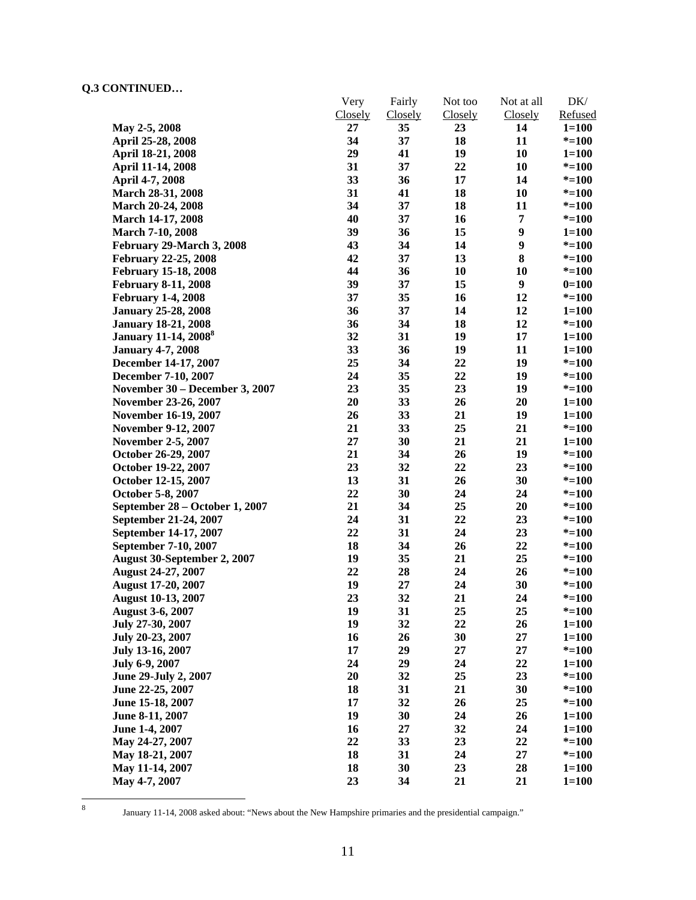**Q.3 CONTINUED…**

| | Very Closely | Fairly Closely | Not too Closely | Not at all Closely | DK/ Refused |
|---|---|---|---|---|---|
| **May 2-5, 2008** | **27** | **35** | **23** | **14** | **1=100** |
| **April 25-28, 2008** | **34** | **37** | **18** | **11** | ***=100** |
| **April 18-21, 2008** | **29** | **41** | **19** | **10** | **1=100** |
| **April 11-14, 2008** | **31** | **37** | **22** | **10** | ***=100** |
| **April 4-7, 2008** | **33** | **36** | **17** | **14** | ***=100** |
| **March 28-31, 2008** | **31** | **41** | **18** | **10** | ***=100** |
| **March 20-24, 2008** | **34** | **37** | **18** | **11** | ***=100** |
| **March 14-17, 2008** | **40** | **37** | **16** | **7** | ***=100** |
| **March 7-10, 2008** | **39** | **36** | **15** | **9** | **1=100** |
| **February 29-March 3, 2008** | **43** | **34** | **14** | **9** | ***=100** |
| **February 22-25, 2008** | **42** | **37** | **13** | **8** | ***=100** |
| **February 15-18, 2008** | **44** | **36** | **10** | **10** | ***=100** |
| **February 8-11, 2008** | **39** | **37** | **15** | **9** | **0=100** |
| **February 1-4, 2008** | **37** | **35** | **16** | **12** | ***=100** |
| **January 25-28, 2008** | **36** | **37** | **14** | **12** | **1=100** |
| **January 18-21, 2008** | **36** | **34** | **18** | **12** | ***=100** |
| **January 11-14, 2008[8]** | **32** | **31** | **19** | **17** | **1=100** |
| **January 4-7, 2008** | **33** | **36** | **19** | **11** | **1=100** |
| **December 14-17, 2007** | **25** | **34** | **22** | **19** | ***=100** |
| **December 7-10, 2007** | **24** | **35** | **22** | **19** | ***=100** |
| **November 30 – December 3, 2007** | **23** | **35** | **23** | **19** | ***=100** |
| **November 23-26, 2007** | **20** | **33** | **26** | **20** | **1=100** |
| **November 16-19, 2007** | **26** | **33** | **21** | **19** | **1=100** |
| **November 9-12, 2007** | **21** | **33** | **25** | **21** | ***=100** |
| **November 2-5, 2007** | **27** | **30** | **21** | **21** | **1=100** |
| **October 26-29, 2007** | **21** | **34** | **26** | **19** | ***=100** |
| **October 19-22, 2007** | **23** | **32** | **22** | **23** | ***=100** |
| **October 12-15, 2007** | **13** | **31** | **26** | **30** | ***=100** |
| **October 5-8, 2007** | **22** | **30** | **24** | **24** | ***=100** |
| **September 28 – October 1, 2007** | **21** | **34** | **25** | **20** | ***=100** |
| **September 21-24, 2007** | **24** | **31** | **22** | **23** | ***=100** |
| **September 14-17, 2007** | **22** | **31** | **24** | **23** | ***=100** |
| **September 7-10, 2007** | **18** | **34** | **26** | **22** | ***=100** |
| **August 30-September 2, 2007** | **19** | **35** | **21** | **25** | ***=100** |
| **August 24-27, 2007** | **22** | **28** | **24** | **26** | ***=100** |
| **August 17-20, 2007** | **19** | **27** | **24** | **30** | ***=100** |
| **August 10-13, 2007** | **23** | **32** | **21** | **24** | ***=100** |
| **August 3-6, 2007** | **19** | **31** | **25** | **25** | ***=100** |
| **July 27-30, 2007** | **19** | **32** | **22** | **26** | **1=100** |
| **July 20-23, 2007** | **16** | **26** | **30** | **27** | **1=100** |
| **July 13-16, 2007** | **17** | **29** | **27** | **27** | ***=100** |
| **July 6-9, 2007** | **24** | **29** | **24** | **22** | **1=100** |
| **June 29-July 2, 2007** | **20** | **32** | **25** | **23** | ***=100** |
| **June 22-25, 2007** | **18** | **31** | **21** | **30** | ***=100** |
| **June 15-18, 2007** | **17** | **32** | **26** | **25** | ***=100** |
| **June 8-11, 2007** | **19** | **30** | **24** | **26** | **1=100** |
| **June 1-4, 2007** | **16** | **27** | **32** | **24** | **1=100** |
| **May 24-27, 2007** | **22** | **33** | **23** | **22** | ***=100** |
| **May 18-21, 2007** | **18** | **31** | **24** | **27** | ***=100** |
| **May 11-14, 2007** | **18** | **30** | **23** | **28** | **1=100** |
| **May 4-7, 2007** | **23** | **34** | **21** | **21** | **1=100** |

[8] January 11-14, 2008 asked about: "News about the New Hampshire primaries and the presidential campaign."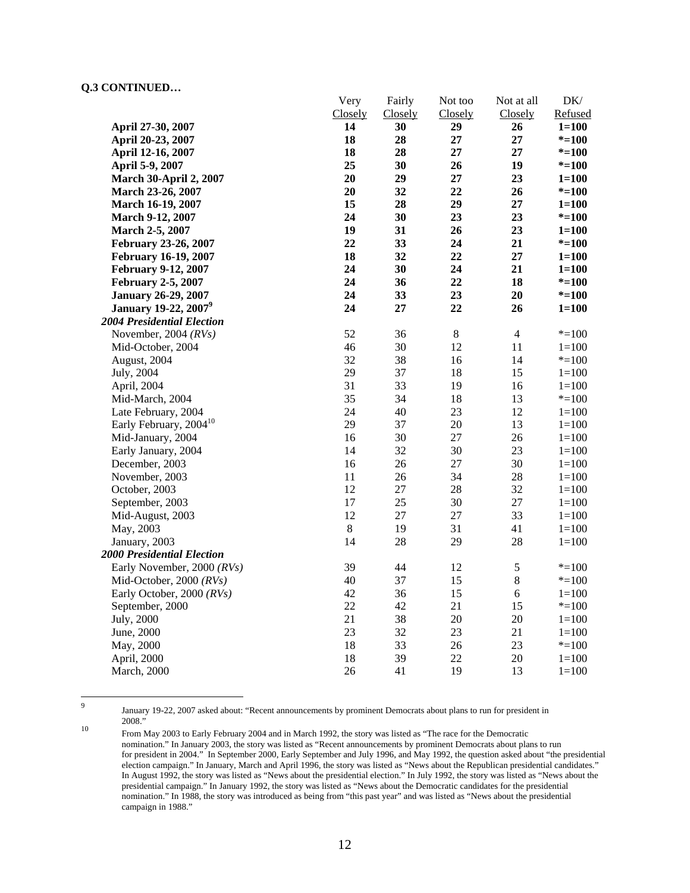**Q.3 CONTINUED…**

| | Very Closely | Fairly Closely | Not too Closely | Not at all Closely | DK/ Refused |
|---|---|---|---|---|---|
| **April 27-30, 2007** | **14** | **30** | **29** | **26** | **1=100** |
| **April 20-23, 2007** | **18** | **28** | **27** | **27** | **\*=100** |
| **April 12-16, 2007** | **18** | **28** | **27** | **27** | **\*=100** |
| **April 5-9, 2007** | **25** | **30** | **26** | **19** | **\*=100** |
| **March 30-April 2, 2007** | **20** | **29** | **27** | **23** | **1=100** |
| **March 23-26, 2007** | **20** | **32** | **22** | **26** | **\*=100** |
| **March 16-19, 2007** | **15** | **28** | **29** | **27** | **1=100** |
| **March 9-12, 2007** | **24** | **30** | **23** | **23** | **\*=100** |
| **March 2-5, 2007** | **19** | **31** | **26** | **23** | **1=100** |
| **February 23-26, 2007** | **22** | **33** | **24** | **21** | **\*=100** |
| **February 16-19, 2007** | **18** | **32** | **22** | **27** | **1=100** |
| **February 9-12, 2007** | **24** | **30** | **24** | **21** | **1=100** |
| **February 2-5, 2007** | **24** | **36** | **22** | **18** | **\*=100** |
| **January 26-29, 2007** | **24** | **33** | **23** | **20** | **\*=100** |
| **January 19-22, 2007**[9] | **24** | **27** | **22** | **26** | **1=100** |
| ***2004 Presidential Election*** | | | | | |
| November, 2004 *(RVs)* | 52 | 36 | 8 | 4 | \*=100 |
| Mid-October, 2004 | 46 | 30 | 12 | 11 | 1=100 |
| August, 2004 | 32 | 38 | 16 | 14 | \*=100 |
| July, 2004 | 29 | 37 | 18 | 15 | 1=100 |
| April, 2004 | 31 | 33 | 19 | 16 | 1=100 |
| Mid-March, 2004 | 35 | 34 | 18 | 13 | \*=100 |
| Late February, 2004 | 24 | 40 | 23 | 12 | 1=100 |
| Early February, 2004[10] | 29 | 37 | 20 | 13 | 1=100 |
| Mid-January, 2004 | 16 | 30 | 27 | 26 | 1=100 |
| Early January, 2004 | 14 | 32 | 30 | 23 | 1=100 |
| December, 2003 | 16 | 26 | 27 | 30 | 1=100 |
| November, 2003 | 11 | 26 | 34 | 28 | 1=100 |
| October, 2003 | 12 | 27 | 28 | 32 | 1=100 |
| September, 2003 | 17 | 25 | 30 | 27 | 1=100 |
| Mid-August, 2003 | 12 | 27 | 27 | 33 | 1=100 |
| May, 2003 | 8 | 19 | 31 | 41 | 1=100 |
| January, 2003 | 14 | 28 | 29 | 28 | 1=100 |
| ***2000 Presidential Election*** | | | | | |
| Early November, 2000 *(RVs)* | 39 | 44 | 12 | 5 | \*=100 |
| Mid-October, 2000 *(RVs)* | 40 | 37 | 15 | 8 | \*=100 |
| Early October, 2000 *(RVs)* | 42 | 36 | 15 | 6 | 1=100 |
| September, 2000 | 22 | 42 | 21 | 15 | \*=100 |
| July, 2000 | 21 | 38 | 20 | 20 | 1=100 |
| June, 2000 | 23 | 32 | 23 | 21 | 1=100 |
| May, 2000 | 18 | 33 | 26 | 23 | \*=100 |
| April, 2000 | 18 | 39 | 22 | 20 | 1=100 |
| March, 2000 | 26 | 41 | 19 | 13 | 1=100 |

[9] January 19-22, 2007 asked about: "Recent announcements by prominent Democrats about plans to run for president in 2008."

[10] From May 2003 to Early February 2004 and in March 1992, the story was listed as "The race for the Democratic nomination." In January 2003, the story was listed as "Recent announcements by prominent Democrats about plans to run for president in 2004." In September 2000, Early September and July 1996, and May 1992, the question asked about "the presidential election campaign." In January, March and April 1996, the story was listed as "News about the Republican presidential candidates." In August 1992, the story was listed as "News about the presidential election." In July 1992, the story was listed as "News about the presidential campaign." In January 1992, the story was listed as "News about the Democratic candidates for the presidential nomination." In 1988, the story was introduced as being from "this past year" and was listed as "News about the presidential campaign in 1988."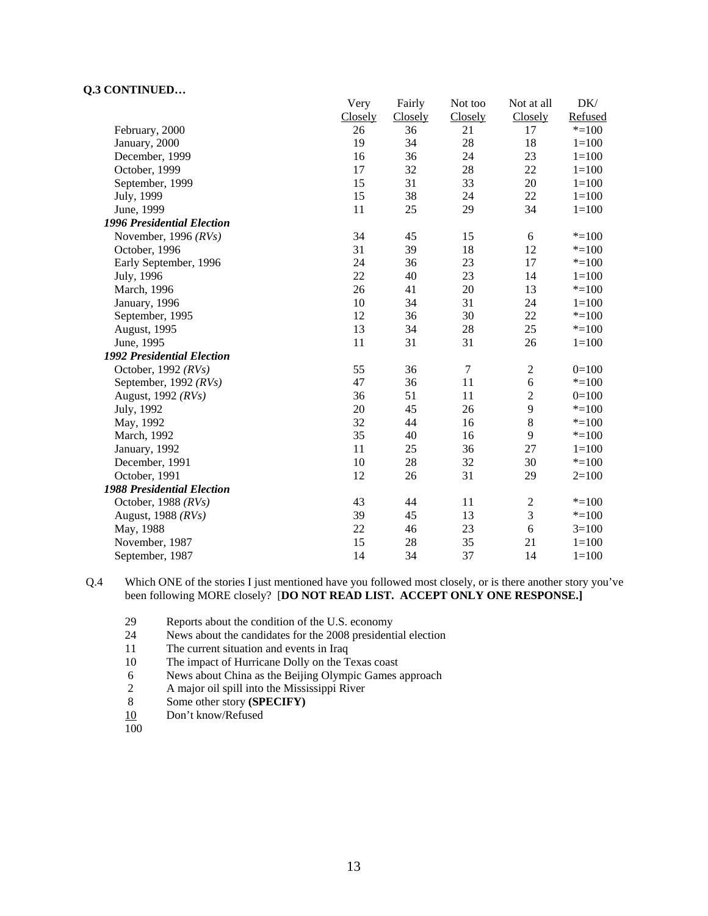**Q.3 CONTINUED…**

| | Very Closely | Fairly Closely | Not too Closely | Not at all Closely | DK/ Refused |
|---|---|---|---|---|---|
| February, 2000 | 26 | 36 | 21 | 17 | *=100 |
| January, 2000 | 19 | 34 | 28 | 18 | 1=100 |
| December, 1999 | 16 | 36 | 24 | 23 | 1=100 |
| October, 1999 | 17 | 32 | 28 | 22 | 1=100 |
| September, 1999 | 15 | 31 | 33 | 20 | 1=100 |
| July, 1999 | 15 | 38 | 24 | 22 | 1=100 |
| June, 1999 | 11 | 25 | 29 | 34 | 1=100 |
| ***1996 Presidential Election*** | | | | | |
| November, 1996 *(RVs)* | 34 | 45 | 15 | 6 | *=100 |
| October, 1996 | 31 | 39 | 18 | 12 | *=100 |
| Early September, 1996 | 24 | 36 | 23 | 17 | *=100 |
| July, 1996 | 22 | 40 | 23 | 14 | 1=100 |
| March, 1996 | 26 | 41 | 20 | 13 | *=100 |
| January, 1996 | 10 | 34 | 31 | 24 | 1=100 |
| September, 1995 | 12 | 36 | 30 | 22 | *=100 |
| August, 1995 | 13 | 34 | 28 | 25 | *=100 |
| June, 1995 | 11 | 31 | 31 | 26 | 1=100 |
| ***1992 Presidential Election*** | | | | | |
| October, 1992 *(RVs)* | 55 | 36 | 7 | 2 | 0=100 |
| September, 1992 *(RVs)* | 47 | 36 | 11 | 6 | *=100 |
| August, 1992 *(RVs)* | 36 | 51 | 11 | 2 | 0=100 |
| July, 1992 | 20 | 45 | 26 | 9 | *=100 |
| May, 1992 | 32 | 44 | 16 | 8 | *=100 |
| March, 1992 | 35 | 40 | 16 | 9 | *=100 |
| January, 1992 | 11 | 25 | 36 | 27 | 1=100 |
| December, 1991 | 10 | 28 | 32 | 30 | *=100 |
| October, 1991 | 12 | 26 | 31 | 29 | 2=100 |
| ***1988 Presidential Election*** | | | | | |
| October, 1988 *(RVs)* | 43 | 44 | 11 | 2 | *=100 |
| August, 1988 *(RVs)* | 39 | 45 | 13 | 3 | *=100 |
| May, 1988 | 22 | 46 | 23 | 6 | 3=100 |
| November, 1987 | 15 | 28 | 35 | 21 | 1=100 |
| September, 1987 | 14 | 34 | 37 | 14 | 1=100 |

Q.4 Which ONE of the stories I just mentioned have you followed most closely, or is there another story you've been following MORE closely? [**DO NOT READ LIST. ACCEPT ONLY ONE RESPONSE.]**

| | |
|---|---|
| 29 | Reports about the condition of the U.S. economy |
| 24 | News about the candidates for the 2008 presidential election |
| 11 | The current situation and events in Iraq |
| 10 | The impact of Hurricane Dolly on the Texas coast |
| 6 | News about China as the Beijing Olympic Games approach |
| 2 | A major oil spill into the Mississippi River |
| 8 | Some other story **(SPECIFY)** |
| 10 | Don't know/Refused |
| 100 | |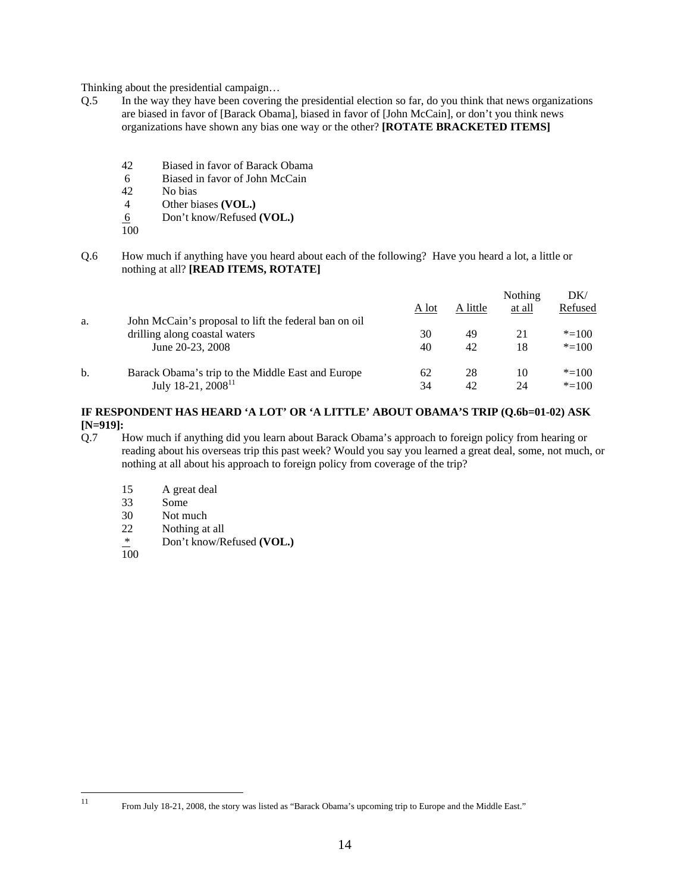Thinking about the presidential campaign…

Q.5 In the way they have been covering the presidential election so far, do you think that news organizations are biased in favor of [Barack Obama], biased in favor of [John McCain], or don't you think news organizations have shown any bias one way or the other? **[ROTATE BRACKETED ITEMS]**

| | |
|---|---|
| 42 | Biased in favor of Barack Obama |
| 6 | Biased in favor of John McCain |
| 42 | No bias |
| 4 | Other biases **(VOL.)** |
| 6 | Don't know/Refused **(VOL.)** |
| 100 | |

Q.6 How much if anything have you heard about each of the following? Have you heard a lot, a little or nothing at all? **[READ ITEMS, ROTATE]**

| | | A lot | A little | Nothing at all | DK/ Refused |
|---|---|---|---|---|---|
| a. | John McCain's proposal to lift the federal ban on oil drilling along coastal waters | 30 | 49 | 21 | *=100 |
| | June 20-23, 2008 | 40 | 42 | 18 | *=100 |
| b. | Barack Obama's trip to the Middle East and Europe | 62 | 28 | 10 | *=100 |
| | July 18-21, 2008[11] | 34 | 42 | 24 | *=100 |

**IF RESPONDENT HAS HEARD 'A LOT' OR 'A LITTLE' ABOUT OBAMA'S TRIP (Q.6b=01-02) ASK [N=919]:**

Q.7 How much if anything did you learn about Barack Obama's approach to foreign policy from hearing or reading about his overseas trip this past week? Would you say you learned a great deal, some, not much, or nothing at all about his approach to foreign policy from coverage of the trip?

| | |
|---|---|
| 15 | A great deal |
| 33 | Some |
| 30 | Not much |
| 22 | Nothing at all |
| * | Don't know/Refused **(VOL.)** |
| 100 | |

[11] From July 18-21, 2008, the story was listed as "Barack Obama's upcoming trip to Europe and the Middle East."